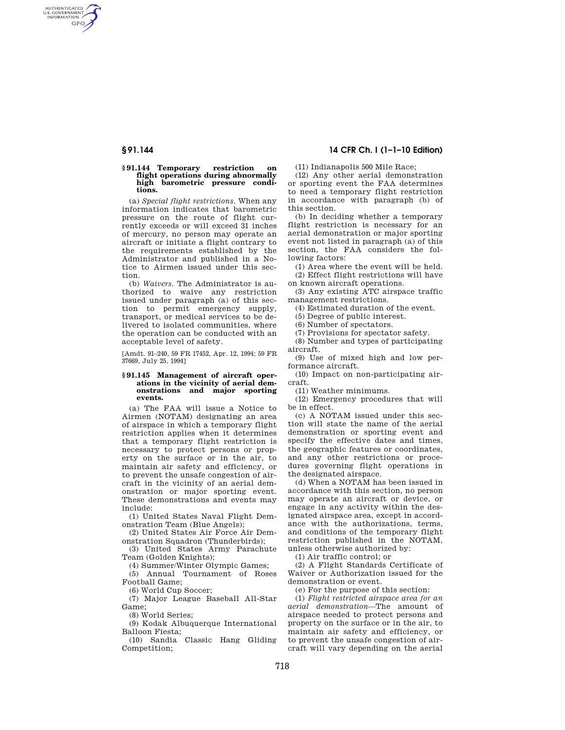### § 91.144 Temporary restriction on flight operations during abnormally high barometric pressure conditions.

(a) *Special flight restrictions.* When any information indicates that barometric pressure on the route of flight currently exceeds or will exceed 31 inches of mercury, no person may operate an aircraft or initiate a flight contrary to the requirements established by the Administrator and published in a Notice to Airmen issued under this section.

(b) *Waivers.* The Administrator is authorized to waive any restriction issued under paragraph (a) of this section to permit emergency supply, transport, or medical services to be delivered to isolated communities, where the operation can be conducted with an acceptable level of safety.

[Amdt. 91–240, 59 FR 17452, Apr. 12, 1994; 59 FR 37669, July 25, 1994]

### § 91.145 Management of aircraft operations in the vicinity of aerial demonstrations and major sporting events.

(a) The FAA will issue a Notice to Airmen (NOTAM) designating an area of airspace in which a temporary flight restriction applies when it determines that a temporary flight restriction is necessary to protect persons or property on the surface or in the air, to maintain air safety and efficiency, or to prevent the unsafe congestion of aircraft in the vicinity of an aerial demonstration or major sporting event. These demonstrations and events may include:

(1) United States Naval Flight Demonstration Team (Blue Angels);

(2) United States Air Force Air Demonstration Squadron (Thunderbirds);

(3) United States Army Parachute Team (Golden Knights);

(4) Summer/Winter Olympic Games;

(5) Annual Tournament of Roses Football Game;

(6) World Cup Soccer;

(7) Major League Baseball All-Star Game;

(8) World Series;

(9) Kodak Albuquerque International Balloon Fiesta;

(10) Sandia Classic Hang Gliding Competition;

(11) Indianapolis 500 Mile Race;

(12) Any other aerial demonstration or sporting event the FAA determines to need a temporary flight restriction in accordance with paragraph (b) of this section.

(b) In deciding whether a temporary flight restriction is necessary for an aerial demonstration or major sporting event not listed in paragraph (a) of this section, the FAA considers the following factors:

(1) Area where the event will be held.

(2) Effect flight restrictions will have on known aircraft operations.

(3) Any existing ATC airspace traffic management restrictions.

(4) Estimated duration of the event.

(5) Degree of public interest.

(6) Number of spectators.

(7) Provisions for spectator safety.

(8) Number and types of participating aircraft.

(9) Use of mixed high and low performance aircraft.

(10) Impact on non-participating aircraft.

(11) Weather minimums.

(12) Emergency procedures that will be in effect.

(c) A NOTAM issued under this section will state the name of the aerial demonstration or sporting event and specify the effective dates and times, the geographic features or coordinates, and any other restrictions or procedures governing flight operations in the designated airspace.

(d) When a NOTAM has been issued in accordance with this section, no person may operate an aircraft or device, or engage in any activity within the designated airspace area, except in accordance with the authorizations, terms, and conditions of the temporary flight restriction published in the NOTAM, unless otherwise authorized by:

(1) Air traffic control; or

(2) A Flight Standards Certificate of Waiver or Authorization issued for the demonstration or event.

(e) For the purpose of this section:

(1) *Flight restricted airspace area for an aerial demonstration*—The amount of airspace needed to protect persons and property on the surface or in the air, to maintain air safety and efficiency, or to prevent the unsafe congestion of aircraft will vary depending on the aerial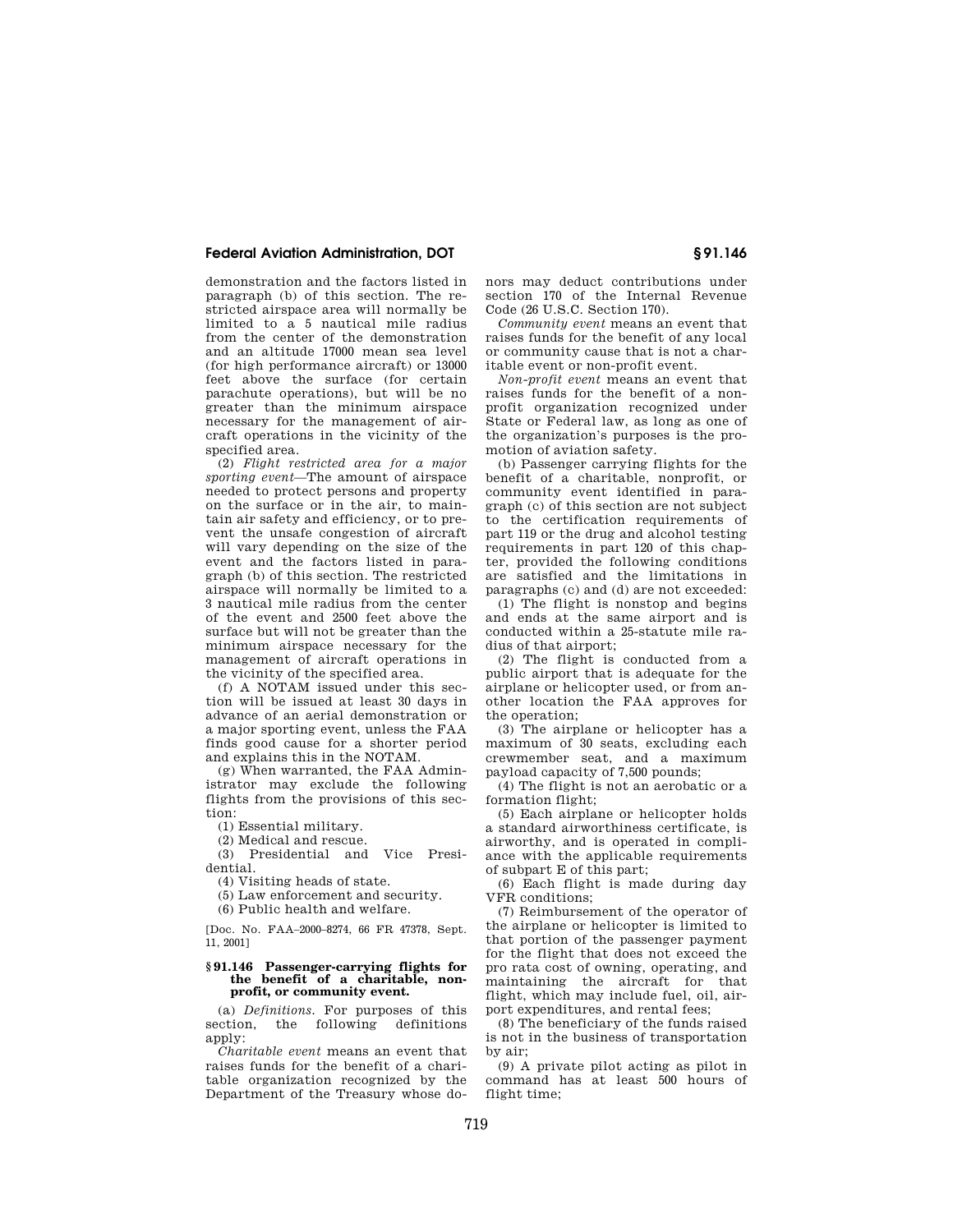demonstration and the factors listed in paragraph (b) of this section. The restricted airspace area will normally be limited to a 5 nautical mile radius from the center of the demonstration and an altitude 17000 mean sea level (for high performance aircraft) or 13000 feet above the surface (for certain parachute operations), but will be no greater than the minimum airspace necessary for the management of aircraft operations in the vicinity of the specified area.

(2) *Flight restricted area for a major sporting event*—The amount of airspace needed to protect persons and property on the surface or in the air, to maintain air safety and efficiency, or to prevent the unsafe congestion of aircraft will vary depending on the size of the event and the factors listed in paragraph (b) of this section. The restricted airspace will normally be limited to a 3 nautical mile radius from the center of the event and 2500 feet above the surface but will not be greater than the minimum airspace necessary for the management of aircraft operations in the vicinity of the specified area.

(f) A NOTAM issued under this section will be issued at least 30 days in advance of an aerial demonstration or a major sporting event, unless the FAA finds good cause for a shorter period and explains this in the NOTAM.

(g) When warranted, the FAA Administrator may exclude the following flights from the provisions of this section:

(1) Essential military.

(2) Medical and rescue.

(3) Presidential and Vice Presidential.

(4) Visiting heads of state.

(5) Law enforcement and security.

(6) Public health and welfare.

[Doc. No. FAA–2000–8274, 66 FR 47378, Sept. 11, 2001]

### § 91.146 Passenger-carrying flights for the benefit of a charitable, nonprofit, or community event.

(a) *Definitions.* For purposes of this section, the following definitions apply:

*Charitable event* means an event that raises funds for the benefit of a charitable organization recognized by the Department of the Treasury whose donors may deduct contributions under section 170 of the Internal Revenue Code (26 U.S.C. Section 170).

*Community event* means an event that raises funds for the benefit of any local or community cause that is not a charitable event or non-profit event.

*Non-profit event* means an event that raises funds for the benefit of a nonprofit organization recognized under State or Federal law, as long as one of the organization's purposes is the promotion of aviation safety.

(b) Passenger carrying flights for the benefit of a charitable, nonprofit, or community event identified in paragraph (c) of this section are not subject to the certification requirements of part 119 or the drug and alcohol testing requirements in part 120 of this chapter, provided the following conditions are satisfied and the limitations in paragraphs (c) and (d) are not exceeded:

(1) The flight is nonstop and begins and ends at the same airport and is conducted within a 25-statute mile radius of that airport;

(2) The flight is conducted from a public airport that is adequate for the airplane or helicopter used, or from another location the FAA approves for the operation;

(3) The airplane or helicopter has a maximum of 30 seats, excluding each crewmember seat, and a maximum payload capacity of 7,500 pounds;

(4) The flight is not an aerobatic or a formation flight;

(5) Each airplane or helicopter holds a standard airworthiness certificate, is airworthy, and is operated in compliance with the applicable requirements of subpart E of this part;

(6) Each flight is made during day VFR conditions;

(7) Reimbursement of the operator of the airplane or helicopter is limited to that portion of the passenger payment for the flight that does not exceed the pro rata cost of owning, operating, and maintaining the aircraft for that flight, which may include fuel, oil, airport expenditures, and rental fees;

(8) The beneficiary of the funds raised is not in the business of transportation by air;

(9) A private pilot acting as pilot in command has at least 500 hours of flight time;